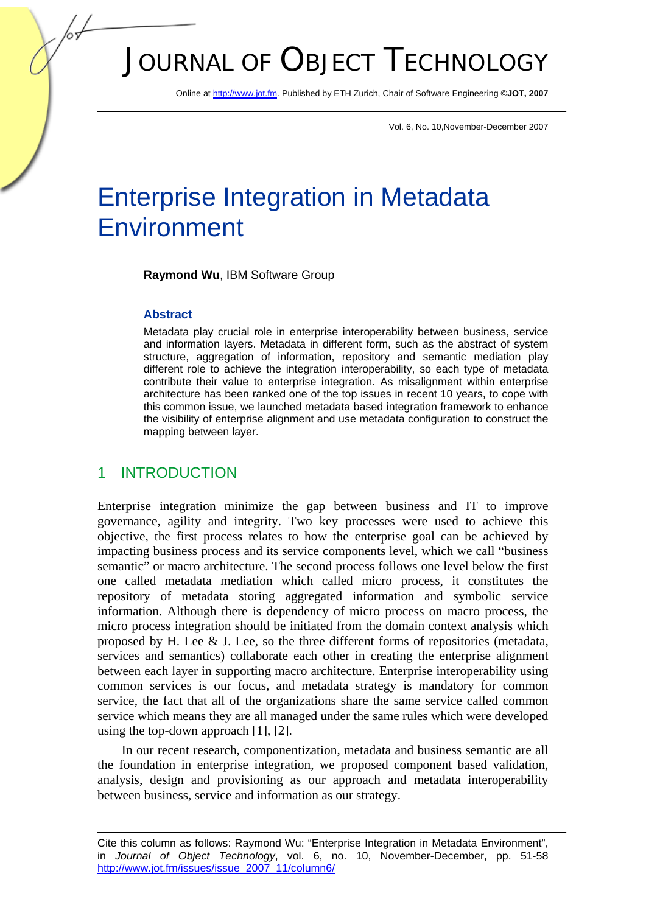# Enterprise Integration in Metadata Environment

**Raymond Wu**, IBM Software Group

### Abstract

Metadata play crucial role in enterprise interoperability between business, service and information layers. Metadata in different form, such as the abstract of system structure, aggregation of information, repository and semantic mediation play different role to achieve the integration interoperability, so each type of metadata contribute their value to enterprise integration. As misalignment within enterprise architecture has been ranked one of the top issues in recent 10 years, to cope with this common issue, we launched metadata based integration framework to enhance the visibility of enterprise alignment and use metadata configuration to construct the mapping between layer.

## 1 INTRODUCTION

Enterprise integration minimize the gap between business and IT to improve governance, agility and integrity. Two key processes were used to achieve this objective, the first process relates to how the enterprise goal can be achieved by impacting business process and its service components level, which we call "business semantic" or macro architecture. The second process follows one level below the first one called metadata mediation which called micro process, it constitutes the repository of metadata storing aggregated information and symbolic service information. Although there is dependency of micro process on macro process, the micro process integration should be initiated from the domain context analysis which proposed by H. Lee & J. Lee, so the three different forms of repositories (metadata, services and semantics) collaborate each other in creating the enterprise alignment between each layer in supporting macro architecture. Enterprise interoperability using common services is our focus, and metadata strategy is mandatory for common service, the fact that all of the organizations share the same service called common service which means they are all managed under the same rules which were developed using the top-down approach [1], [2].

In our recent research, componentization, metadata and business semantic are all the foundation in enterprise integration, we proposed component based validation, analysis, design and provisioning as our approach and metadata interoperability between business, service and information as our strategy.

Cite this column as follows: Raymond Wu: "Enterprise Integration in Metadata Environment", in *Journal of Object Technology*, vol. 6, no. 10, November-December, pp. 51-58 http://www.jot.fm/issues/issue_2007_11/column6/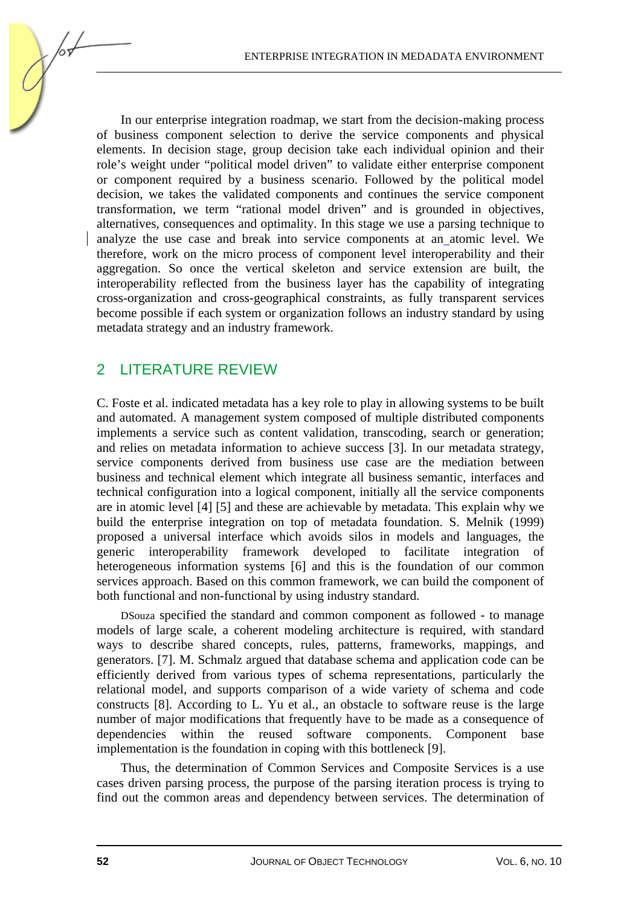In our enterprise integration roadmap, we start from the decision-making process of business component selection to derive the service components and physical elements. In decision stage, group decision take each individual opinion and their role's weight under "political model driven" to validate either enterprise component or component required by a business scenario. Followed by the political model decision, we takes the validated components and continues the service component transformation, we term "rational model driven" and is grounded in objectives, alternatives, consequences and optimality. In this stage we use a parsing technique to analyze the use case and break into service components at an_atomic level. We therefore, work on the micro process of component level interoperability and their aggregation. So once the vertical skeleton and service extension are built, the interoperability reflected from the business layer has the capability of integrating cross-organization and cross-geographical constraints, as fully transparent services become possible if each system or organization follows an industry standard by using metadata strategy and an industry framework.

## 2 LITERATURE REVIEW

C. Foste et al. indicated metadata has a key role to play in allowing systems to be built and automated. A management system composed of multiple distributed components implements a service such as content validation, transcoding, search or generation; and relies on metadata information to achieve success [3]. In our metadata strategy, service components derived from business use case are the mediation between business and technical element which integrate all business semantic, interfaces and technical configuration into a logical component, initially all the service components are in atomic level [4] [5] and these are achievable by metadata. This explain why we build the enterprise integration on top of metadata foundation. S. Melnik (1999) proposed a universal interface which avoids silos in models and languages, the generic interoperability framework developed to facilitate integration of heterogeneous information systems [6] and this is the foundation of our common services approach. Based on this common framework, we can build the component of both functional and non-functional by using industry standard.

DSouza specified the standard and common component as followed - to manage models of large scale, a coherent modeling architecture is required, with standard ways to describe shared concepts, rules, patterns, frameworks, mappings, and generators. [7]. M. Schmalz argued that database schema and application code can be efficiently derived from various types of schema representations, particularly the relational model, and supports comparison of a wide variety of schema and code constructs [8]. According to L. Yu et al., an obstacle to software reuse is the large number of major modifications that frequently have to be made as a consequence of dependencies within the reused software components. Component base implementation is the foundation in coping with this bottleneck [9].

Thus, the determination of Common Services and Composite Services is a use cases driven parsing process, the purpose of the parsing iteration process is trying to find out the common areas and dependency between services. The determination of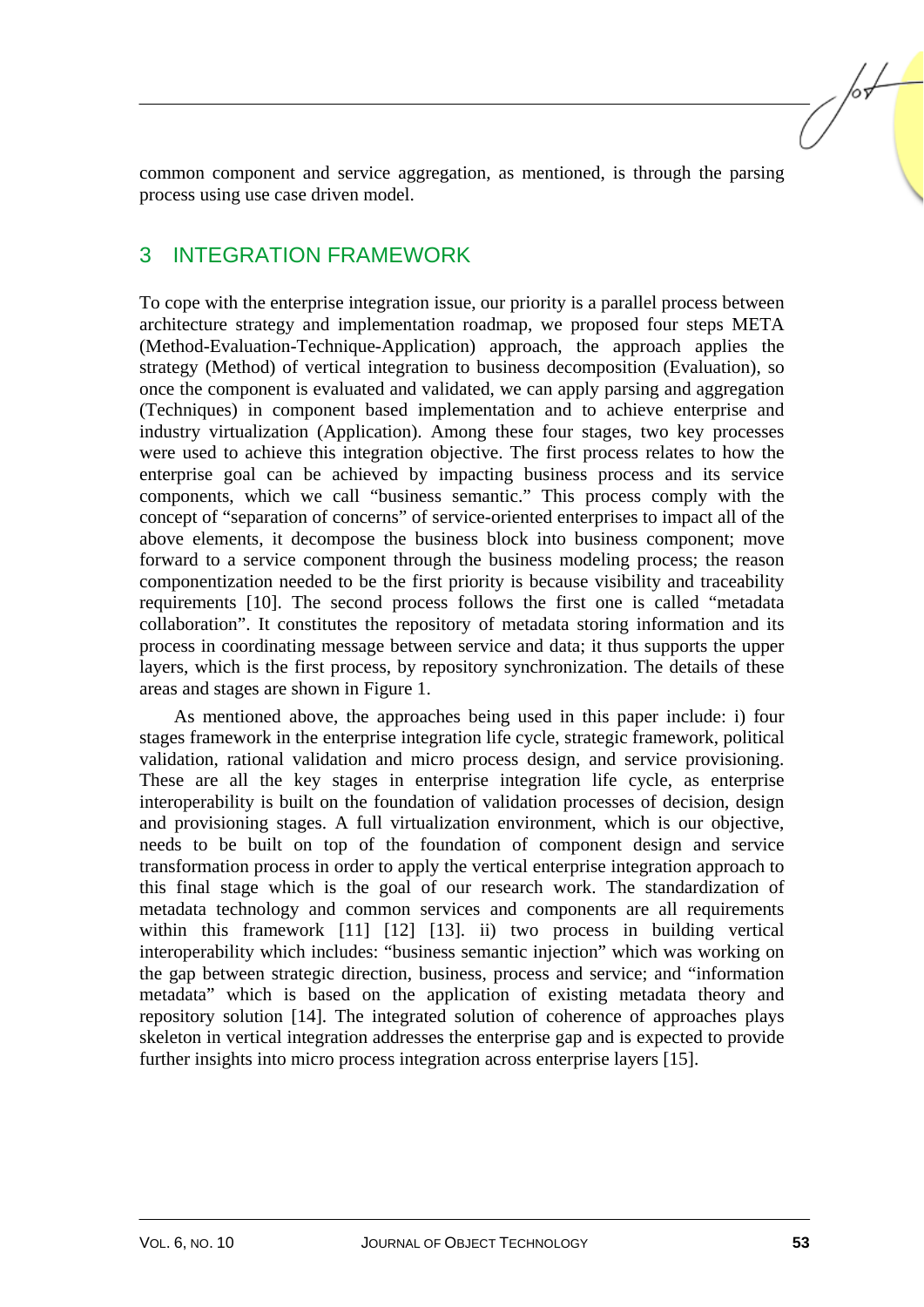common component and service aggregation, as mentioned, is through the parsing process using use case driven model.

## 3 INTEGRATION FRAMEWORK

To cope with the enterprise integration issue, our priority is a parallel process between architecture strategy and implementation roadmap, we proposed four steps META (Method-Evaluation-Technique-Application) approach, the approach applies the strategy (Method) of vertical integration to business decomposition (Evaluation), so once the component is evaluated and validated, we can apply parsing and aggregation (Techniques) in component based implementation and to achieve enterprise and industry virtualization (Application). Among these four stages, two key processes were used to achieve this integration objective. The first process relates to how the enterprise goal can be achieved by impacting business process and its service components, which we call "business semantic." This process comply with the concept of "separation of concerns" of service-oriented enterprises to impact all of the above elements, it decompose the business block into business component; move forward to a service component through the business modeling process; the reason componentization needed to be the first priority is because visibility and traceability requirements [10]. The second process follows the first one is called "metadata collaboration". It constitutes the repository of metadata storing information and its process in coordinating message between service and data; it thus supports the upper layers, which is the first process, by repository synchronization. The details of these areas and stages are shown in Figure 1.

As mentioned above, the approaches being used in this paper include: i) four stages framework in the enterprise integration life cycle, strategic framework, political validation, rational validation and micro process design, and service provisioning. These are all the key stages in enterprise integration life cycle, as enterprise interoperability is built on the foundation of validation processes of decision, design and provisioning stages. A full virtualization environment, which is our objective, needs to be built on top of the foundation of component design and service transformation process in order to apply the vertical enterprise integration approach to this final stage which is the goal of our research work. The standardization of metadata technology and common services and components are all requirements within this framework [11] [12] [13]. ii) two process in building vertical interoperability which includes: "business semantic injection" which was working on the gap between strategic direction, business, process and service; and "information metadata" which is based on the application of existing metadata theory and repository solution [14]. The integrated solution of coherence of approaches plays skeleton in vertical integration addresses the enterprise gap and is expected to provide further insights into micro process integration across enterprise layers [15].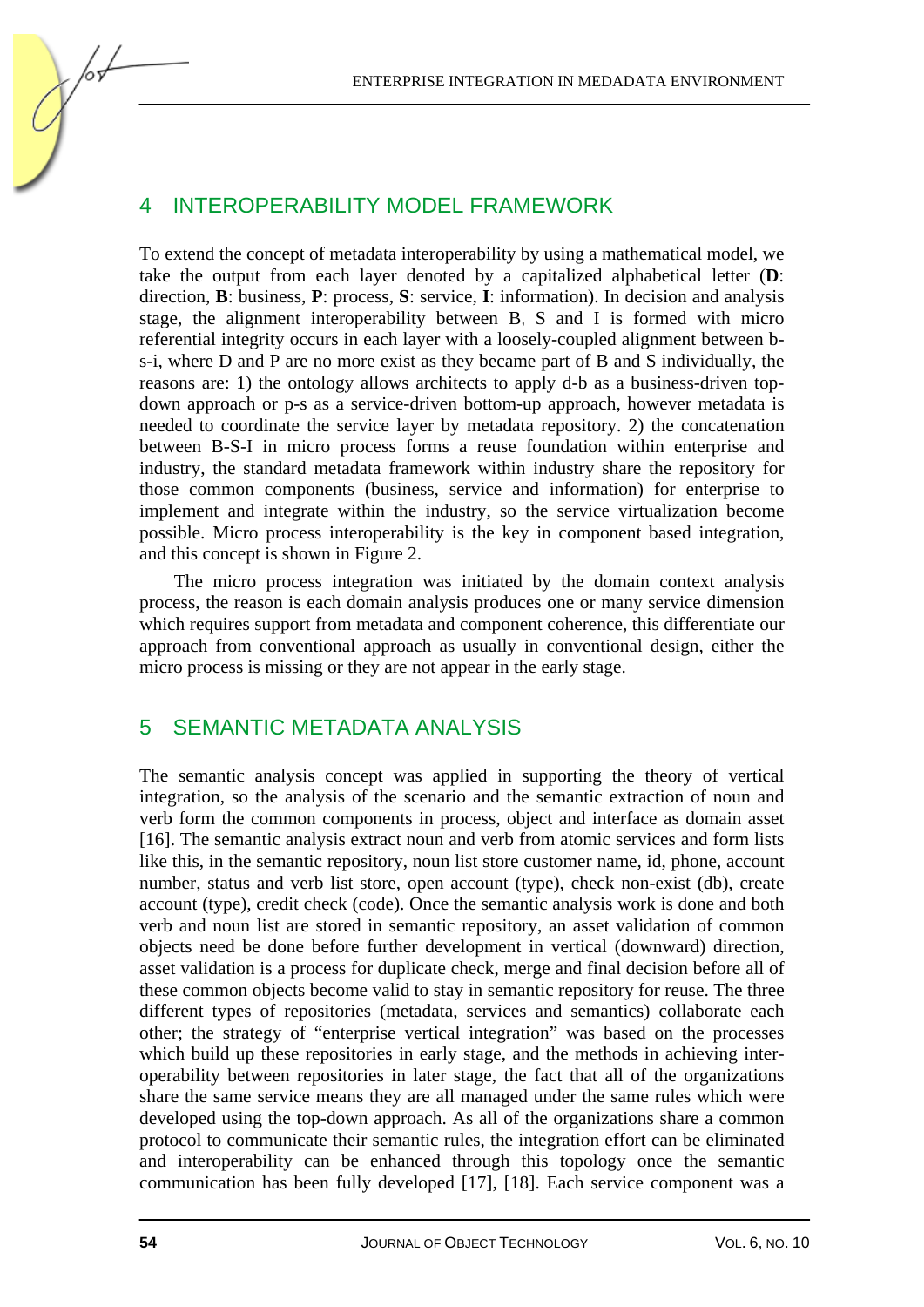## 4 INTEROPERABILITY MODEL FRAMEWORK

To extend the concept of metadata interoperability by using a mathematical model, we take the output from each layer denoted by a capitalized alphabetical letter (**D**: direction, **B**: business, **P**: process, **S**: service, **I**: information). In decision and analysis stage, the alignment interoperability between B, S and I is formed with micro referential integrity occurs in each layer with a loosely-coupled alignment between b-s-i, where D and P are no more exist as they became part of B and S individually, the reasons are: 1) the ontology allows architects to apply d-b as a business-driven top-down approach or p-s as a service-driven bottom-up approach, however metadata is needed to coordinate the service layer by metadata repository. 2) the concatenation between B-S-I in micro process forms a reuse foundation within enterprise and industry, the standard metadata framework within industry share the repository for those common components (business, service and information) for enterprise to implement and integrate within the industry, so the service virtualization become possible. Micro process interoperability is the key in component based integration, and this concept is shown in Figure 2.

The micro process integration was initiated by the domain context analysis process, the reason is each domain analysis produces one or many service dimension which requires support from metadata and component coherence, this differentiate our approach from conventional approach as usually in conventional design, either the micro process is missing or they are not appear in the early stage.

## 5 SEMANTIC METADATA ANALYSIS

The semantic analysis concept was applied in supporting the theory of vertical integration, so the analysis of the scenario and the semantic extraction of noun and verb form the common components in process, object and interface as domain asset [16]. The semantic analysis extract noun and verb from atomic services and form lists like this, in the semantic repository, noun list store customer name, id, phone, account number, status and verb list store, open account (type), check non-exist (db), create account (type), credit check (code). Once the semantic analysis work is done and both verb and noun list are stored in semantic repository, an asset validation of common objects need be done before further development in vertical (downward) direction, asset validation is a process for duplicate check, merge and final decision before all of these common objects become valid to stay in semantic repository for reuse. The three different types of repositories (metadata, services and semantics) collaborate each other; the strategy of "enterprise vertical integration" was based on the processes which build up these repositories in early stage, and the methods in achieving inter-operability between repositories in later stage, the fact that all of the organizations share the same service means they are all managed under the same rules which were developed using the top-down approach. As all of the organizations share a common protocol to communicate their semantic rules, the integration effort can be eliminated and interoperability can be enhanced through this topology once the semantic communication has been fully developed [17], [18]. Each service component was a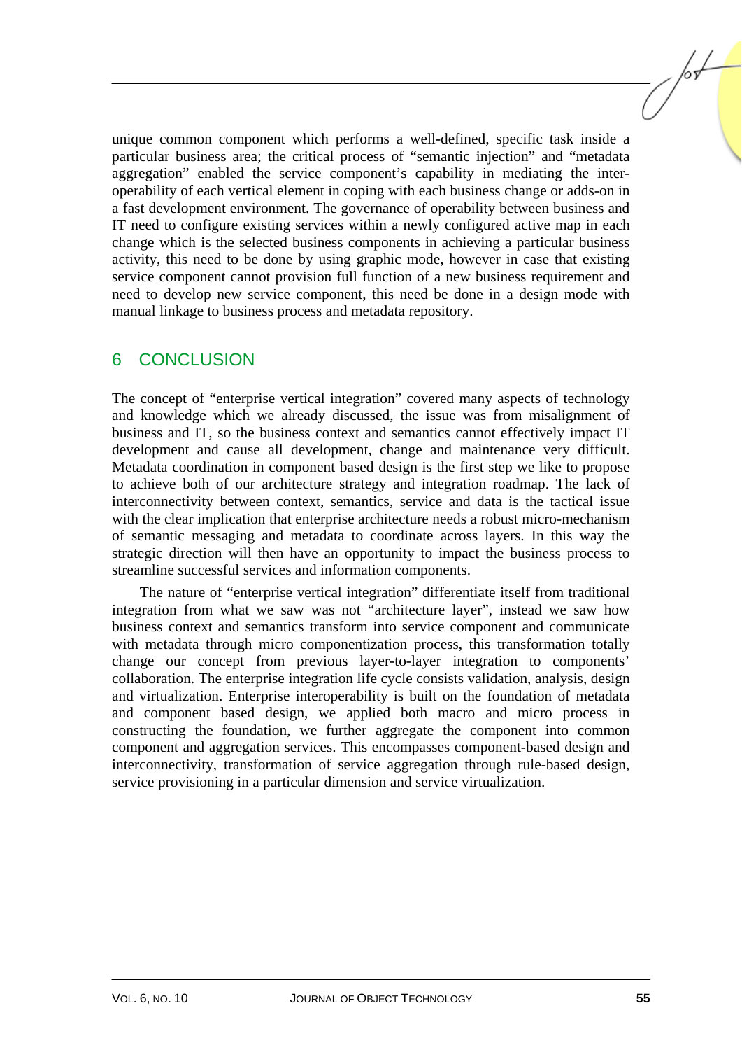unique common component which performs a well-defined, specific task inside a particular business area; the critical process of "semantic injection" and "metadata aggregation" enabled the service component's capability in mediating the inter-operability of each vertical element in coping with each business change or adds-on in a fast development environment. The governance of operability between business and IT need to configure existing services within a newly configured active map in each change which is the selected business components in achieving a particular business activity, this need to be done by using graphic mode, however in case that existing service component cannot provision full function of a new business requirement and need to develop new service component, this need be done in a design mode with manual linkage to business process and metadata repository.

## 6 CONCLUSION

The concept of "enterprise vertical integration" covered many aspects of technology and knowledge which we already discussed, the issue was from misalignment of business and IT, so the business context and semantics cannot effectively impact IT development and cause all development, change and maintenance very difficult. Metadata coordination in component based design is the first step we like to propose to achieve both of our architecture strategy and integration roadmap. The lack of interconnectivity between context, semantics, service and data is the tactical issue with the clear implication that enterprise architecture needs a robust micro-mechanism of semantic messaging and metadata to coordinate across layers. In this way the strategic direction will then have an opportunity to impact the business process to streamline successful services and information components.

The nature of "enterprise vertical integration" differentiate itself from traditional integration from what we saw was not "architecture layer", instead we saw how business context and semantics transform into service component and communicate with metadata through micro componentization process, this transformation totally change our concept from previous layer-to-layer integration to components' collaboration. The enterprise integration life cycle consists validation, analysis, design and virtualization. Enterprise interoperability is built on the foundation of metadata and component based design, we applied both macro and micro process in constructing the foundation, we further aggregate the component into common component and aggregation services. This encompasses component-based design and interconnectivity, transformation of service aggregation through rule-based design, service provisioning in a particular dimension and service virtualization.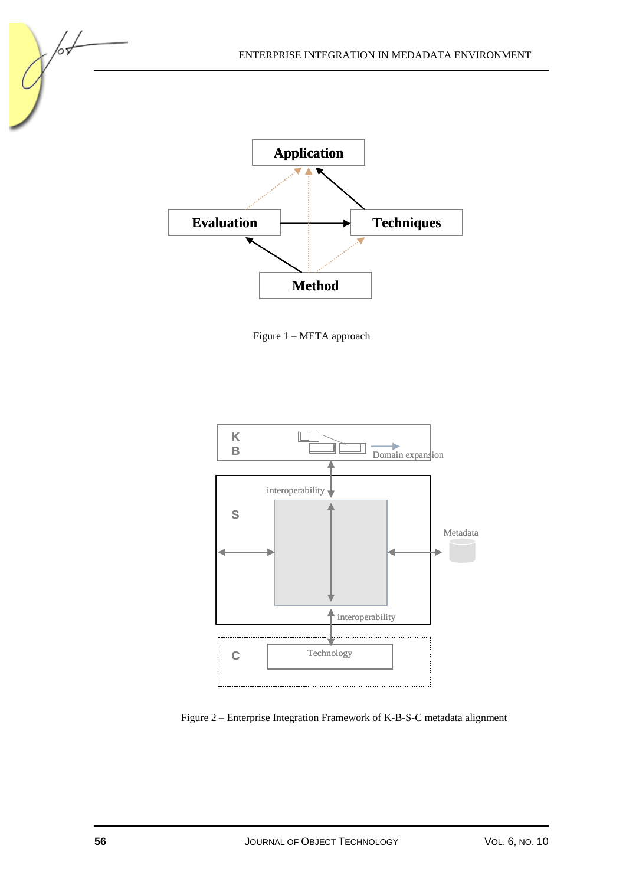Figure 1 – META approach

Figure 2 – Enterprise Integration Framework of K-B-S-C metadata alignment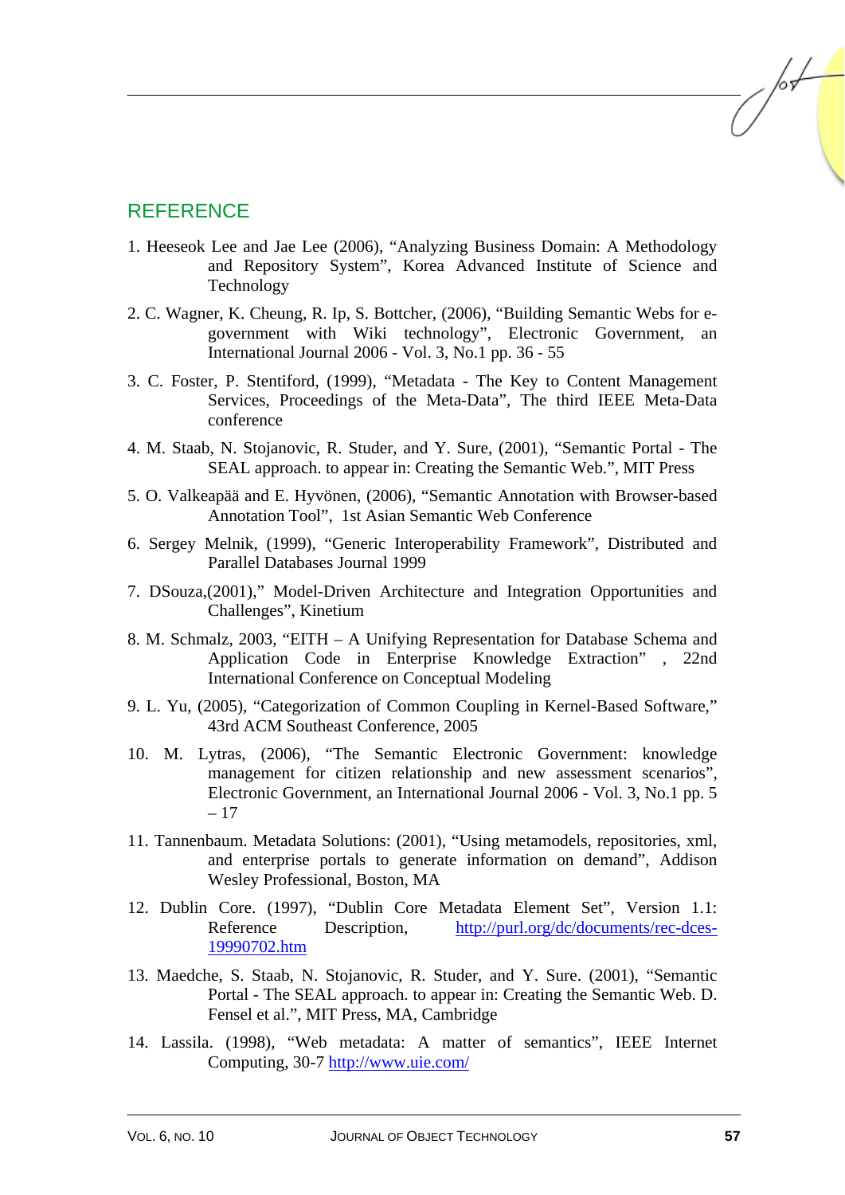## REFERENCE

1. Heeseok Lee and Jae Lee (2006), “Analyzing Business Domain: A Methodology and Repository System”, Korea Advanced Institute of Science and Technology

2. C. Wagner, K. Cheung, R. Ip, S. Bottcher, (2006), “Building Semantic Webs for e-government with Wiki technology”, Electronic Government, an International Journal 2006 - Vol. 3, No.1 pp. 36 - 55

3. C. Foster, P. Stentiford, (1999), “Metadata - The Key to Content Management Services, Proceedings of the Meta-Data”, The third IEEE Meta-Data conference

4. M. Staab, N. Stojanovic, R. Studer, and Y. Sure, (2001), “Semantic Portal - The SEAL approach. to appear in: Creating the Semantic Web.”, MIT Press

5. O. Valkeapää and E. Hyvönen, (2006), “Semantic Annotation with Browser-based Annotation Tool”, 1st Asian Semantic Web Conference

6. Sergey Melnik, (1999), “Generic Interoperability Framework”, Distributed and Parallel Databases Journal 1999

7. DSouza,(2001),” Model-Driven Architecture and Integration Opportunities and Challenges”, Kinetium

8. M. Schmalz, 2003, “EITH – A Unifying Representation for Database Schema and Application Code in Enterprise Knowledge Extraction” , 22nd International Conference on Conceptual Modeling

9. L. Yu, (2005), “Categorization of Common Coupling in Kernel-Based Software,” 43rd ACM Southeast Conference, 2005

10. M. Lytras, (2006), “The Semantic Electronic Government: knowledge management for citizen relationship and new assessment scenarios”, Electronic Government, an International Journal 2006 - Vol. 3, No.1 pp. 5 – 17

11. Tannenbaum. Metadata Solutions: (2001), “Using metamodels, repositories, xml, and enterprise portals to generate information on demand”, Addison Wesley Professional, Boston, MA

12. Dublin Core. (1997), “Dublin Core Metadata Element Set”, Version 1.1: Reference Description, http://purl.org/dc/documents/rec-dces-19990702.htm

13. Maedche, S. Staab, N. Stojanovic, R. Studer, and Y. Sure. (2001), “Semantic Portal - The SEAL approach. to appear in: Creating the Semantic Web. D. Fensel et al.”, MIT Press, MA, Cambridge

14. Lassila. (1998), “Web metadata: A matter of semantics”, IEEE Internet Computing, 30-7 http://www.uie.com/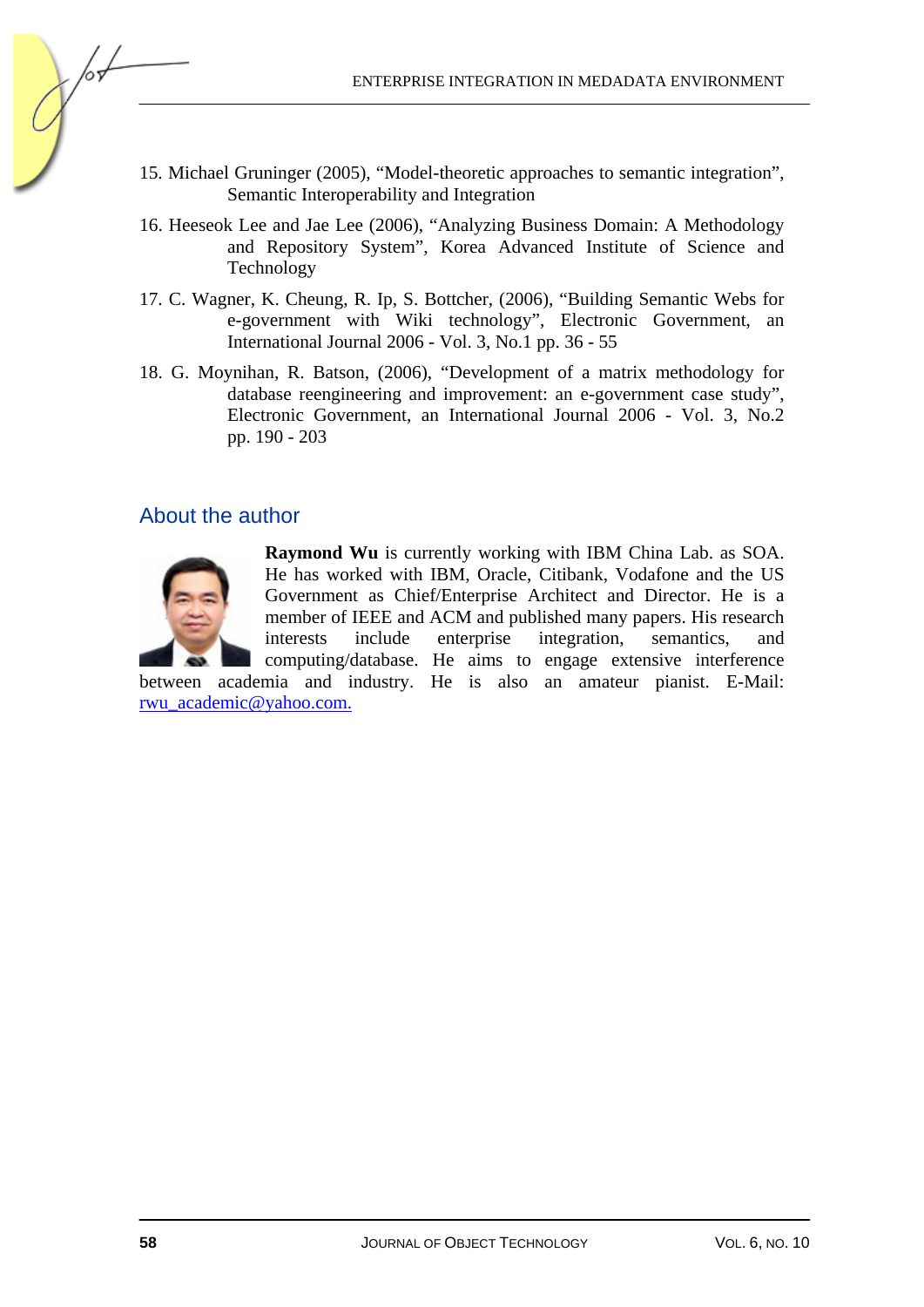15. Michael Gruninger (2005), "Model-theoretic approaches to semantic integration", Semantic Interoperability and Integration
16. Heeseok Lee and Jae Lee (2006), "Analyzing Business Domain: A Methodology and Repository System", Korea Advanced Institute of Science and Technology
17. C. Wagner, K. Cheung, R. Ip, S. Bottcher, (2006), "Building Semantic Webs for e-government with Wiki technology", Electronic Government, an International Journal 2006 - Vol. 3, No.1 pp. 36 - 55
18. G. Moynihan, R. Batson, (2006), "Development of a matrix methodology for database reengineering and improvement: an e-government case study", Electronic Government, an International Journal 2006 - Vol. 3, No.2 pp. 190 - 203

## About the author

**Raymond Wu** is currently working with IBM China Lab. as SOA. He has worked with IBM, Oracle, Citibank, Vodafone and the US Government as Chief/Enterprise Architect and Director. He is a member of IEEE and ACM and published many papers. His research interests include enterprise integration, semantics, and computing/database. He aims to engage extensive interference between academia and industry. He is also an amateur pianist. E-Mail: rwu_academic@yahoo.com.